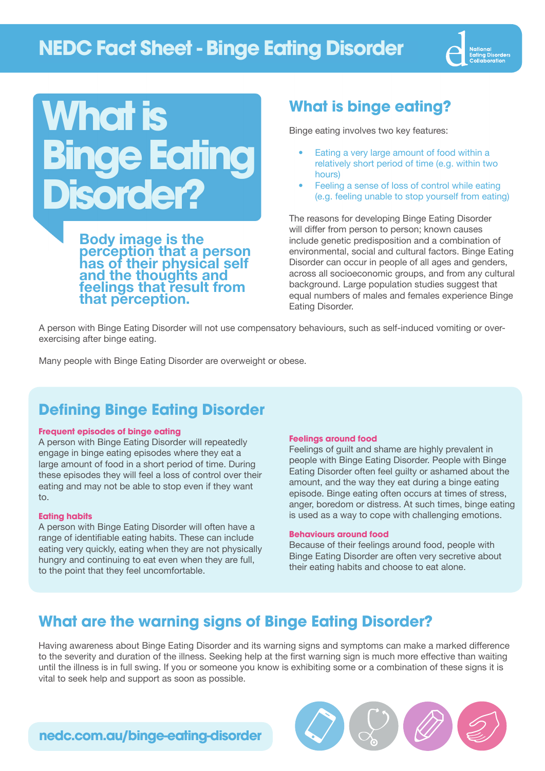# NEDC Fact Sheet - Binge Eating Disorder

National Eating Disorders Collaboration

# What is Binge Eating Disorder?

**Body image is the perception that a person has of their physical self and the thoughts and feelings that result from that perception.**

## What is binge eating?

Binge eating involves two key features:

- Eating a very large amount of food within a relatively short period of time (e.g. within two hours)
- Feeling a sense of loss of control while eating (e.g. feeling unable to stop yourself from eating)

The reasons for developing Binge Eating Disorder will differ from person to person; known causes include genetic predisposition and a combination of environmental, social and cultural factors. Binge Eating Disorder can occur in people of all ages and genders, across all socioeconomic groups, and from any cultural background. Large population studies suggest that equal numbers of males and females experience Binge Eating Disorder.

A person with Binge Eating Disorder will not use compensatory behaviours, such as self-induced vomiting or over-exercising after binge eating.

Many people with Binge Eating Disorder are overweight or obese.

## Defining Binge Eating Disorder

**Frequent episodes of binge eating**
A person with Binge Eating Disorder will repeatedly engage in binge eating episodes where they eat a large amount of food in a short period of time. During these episodes they will feel a loss of control over their eating and may not be able to stop even if they want to.

**Eating habits**
A person with Binge Eating Disorder will often have a range of identifiable eating habits. These can include eating very quickly, eating when they are not physically hungry and continuing to eat even when they are full, to the point that they feel uncomfortable.

**Feelings around food**
Feelings of guilt and shame are highly prevalent in people with Binge Eating Disorder. People with Binge Eating Disorder often feel guilty or ashamed about the amount, and the way they eat during a binge eating episode. Binge eating often occurs at times of stress, anger, boredom or distress. At such times, binge eating is used as a way to cope with challenging emotions.

**Behaviours around food**
Because of their feelings around food, people with Binge Eating Disorder are often very secretive about their eating habits and choose to eat alone.

## What are the warning signs of Binge Eating Disorder?

Having awareness about Binge Eating Disorder and its warning signs and symptoms can make a marked difference to the severity and duration of the illness. Seeking help at the first warning sign is much more effective than waiting until the illness is in full swing. If you or someone you know is exhibiting some or a combination of these signs it is vital to seek help and support as soon as possible.

nedc.com.au/binge-eating-disorder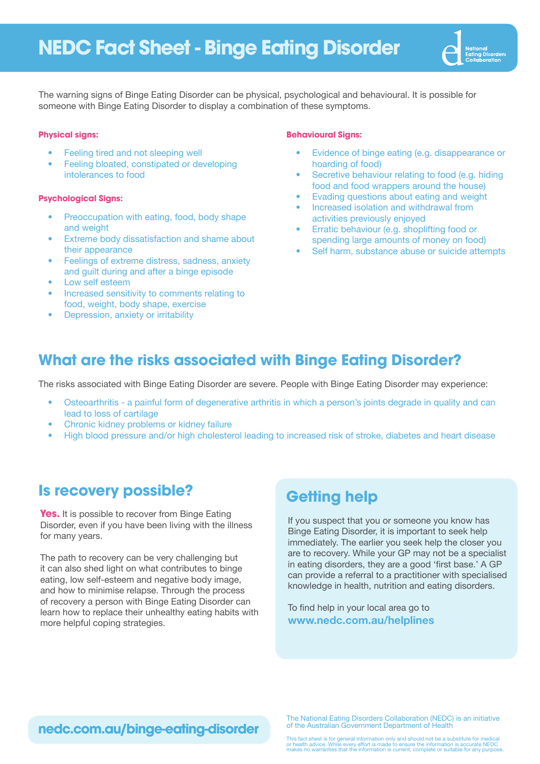# NEDC Fact Sheet - Binge Eating Disorder

National Eating Disorders Collaboration

The warning signs of Binge Eating Disorder can be physical, psychological and behavioural. It is possible for someone with Binge Eating Disorder to display a combination of these symptoms.

**Physical signs:**

- Feeling tired and not sleeping well
- Feeling bloated, constipated or developing intolerances to food

**Psychological Signs:**

- Preoccupation with eating, food, body shape and weight
- Extreme body dissatisfaction and shame about their appearance
- Feelings of extreme distress, sadness, anxiety and guilt during and after a binge episode
- Low self esteem
- Increased sensitivity to comments relating to food, weight, body shape, exercise
- Depression, anxiety or irritability

**Behavioural Signs:**

- Evidence of binge eating (e.g. disappearance or hoarding of food)
- Secretive behaviour relating to food (e.g. hiding food and food wrappers around the house)
- Evading questions about eating and weight
- Increased isolation and withdrawal from activities previously enjoyed
- Erratic behaviour (e.g. shoplifting food or spending large amounts of money on food)
- Self harm, substance abuse or suicide attempts

## What are the risks associated with Binge Eating Disorder?

The risks associated with Binge Eating Disorder are severe. People with Binge Eating Disorder may experience:

- Osteoarthritis - a painful form of degenerative arthritis in which a person's joints degrade in quality and can lead to loss of cartilage
- Chronic kidney problems or kidney failure
- High blood pressure and/or high cholesterol leading to increased risk of stroke, diabetes and heart disease

## Is recovery possible?

**Yes.** It is possible to recover from Binge Eating Disorder, even if you have been living with the illness for many years.

The path to recovery can be very challenging but it can also shed light on what contributes to binge eating, low self-esteem and negative body image, and how to minimise relapse. Through the process of recovery a person with Binge Eating Disorder can learn how to replace their unhealthy eating habits with more helpful coping strategies.

## Getting help

If you suspect that you or someone you know has Binge Eating Disorder, it is important to seek help immediately. The earlier you seek help the closer you are to recovery. While your GP may not be a specialist in eating disorders, they are a good 'first base.' A GP can provide a referral to a practitioner with specialised knowledge in health, nutrition and eating disorders.

To find help in your local area go to **www.nedc.com.au/helplines**

**nedc.com.au/binge-eating-disorder**

The National Eating Disorders Collaboration (NEDC) is an initiative of the Australian Government Department of Health

This fact sheet is for general information only and should not be a substitute for medical or health advice. While every effort is made to ensure the information is accurate NEDC makes no warranties that the information is current, complete or suitable for any purpose.